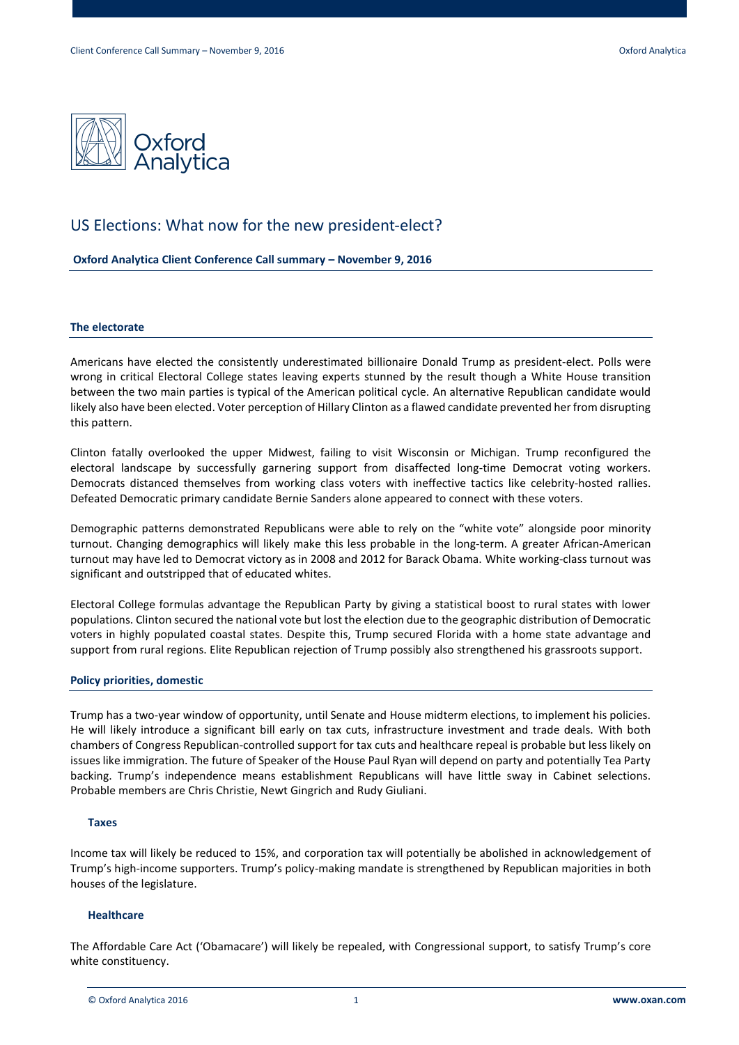# US Elections: What now for the new president-elect?

**Oxford Analytica Client Conference Call summary – November 9, 2016**

## The electorate

Americans have elected the consistently underestimated billionaire Donald Trump as president-elect. Polls were wrong in critical Electoral College states leaving experts stunned by the result though a White House transition between the two main parties is typical of the American political cycle. An alternative Republican candidate would likely also have been elected. Voter perception of Hillary Clinton as a flawed candidate prevented her from disrupting this pattern.

Clinton fatally overlooked the upper Midwest, failing to visit Wisconsin or Michigan. Trump reconfigured the electoral landscape by successfully garnering support from disaffected long-time Democrat voting workers. Democrats distanced themselves from working class voters with ineffective tactics like celebrity-hosted rallies. Defeated Democratic primary candidate Bernie Sanders alone appeared to connect with these voters.

Demographic patterns demonstrated Republicans were able to rely on the "white vote" alongside poor minority turnout. Changing demographics will likely make this less probable in the long-term. A greater African-American turnout may have led to Democrat victory as in 2008 and 2012 for Barack Obama. White working-class turnout was significant and outstripped that of educated whites.

Electoral College formulas advantage the Republican Party by giving a statistical boost to rural states with lower populations. Clinton secured the national vote but lost the election due to the geographic distribution of Democratic voters in highly populated coastal states. Despite this, Trump secured Florida with a home state advantage and support from rural regions. Elite Republican rejection of Trump possibly also strengthened his grassroots support.

## Policy priorities, domestic

Trump has a two-year window of opportunity, until Senate and House midterm elections, to implement his policies. He will likely introduce a significant bill early on tax cuts, infrastructure investment and trade deals. With both chambers of Congress Republican-controlled support for tax cuts and healthcare repeal is probable but less likely on issues like immigration. The future of Speaker of the House Paul Ryan will depend on party and potentially Tea Party backing. Trump's independence means establishment Republicans will have little sway in Cabinet selections. Probable members are Chris Christie, Newt Gingrich and Rudy Giuliani.

### Taxes

Income tax will likely be reduced to 15%, and corporation tax will potentially be abolished in acknowledgement of Trump's high-income supporters. Trump's policy-making mandate is strengthened by Republican majorities in both houses of the legislature.

### Healthcare

The Affordable Care Act ('Obamacare') will likely be repealed, with Congressional support, to satisfy Trump's core white constituency.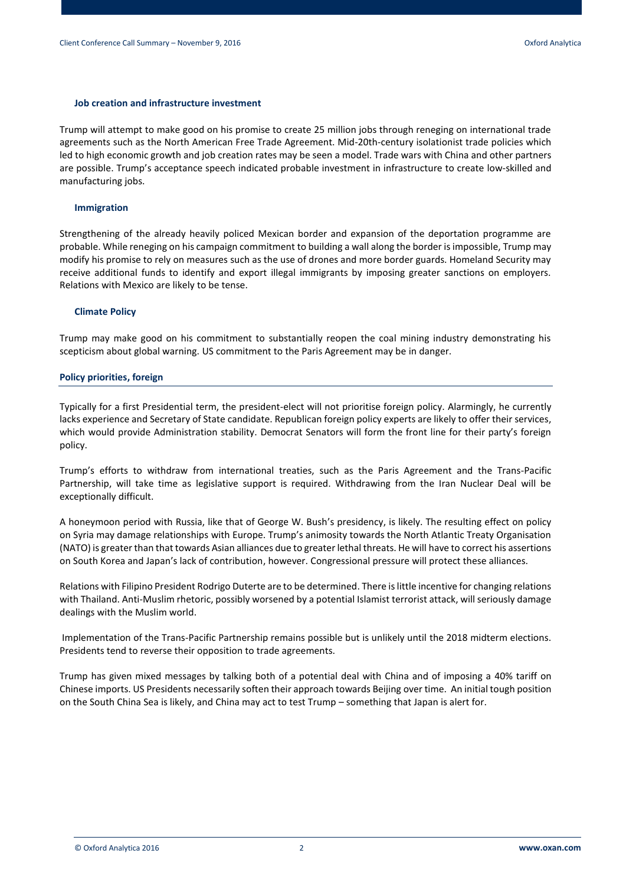### Job creation and infrastructure investment

Trump will attempt to make good on his promise to create 25 million jobs through reneging on international trade agreements such as the North American Free Trade Agreement. Mid-20th-century isolationist trade policies which led to high economic growth and job creation rates may be seen a model. Trade wars with China and other partners are possible. Trump's acceptance speech indicated probable investment in infrastructure to create low-skilled and manufacturing jobs.

### Immigration

Strengthening of the already heavily policed Mexican border and expansion of the deportation programme are probable. While reneging on his campaign commitment to building a wall along the border is impossible, Trump may modify his promise to rely on measures such as the use of drones and more border guards. Homeland Security may receive additional funds to identify and export illegal immigrants by imposing greater sanctions on employers. Relations with Mexico are likely to be tense.

### Climate Policy

Trump may make good on his commitment to substantially reopen the coal mining industry demonstrating his scepticism about global warning. US commitment to the Paris Agreement may be in danger.

## Policy priorities, foreign

Typically for a first Presidential term, the president-elect will not prioritise foreign policy. Alarmingly, he currently lacks experience and Secretary of State candidate. Republican foreign policy experts are likely to offer their services, which would provide Administration stability. Democrat Senators will form the front line for their party's foreign policy.

Trump's efforts to withdraw from international treaties, such as the Paris Agreement and the Trans-Pacific Partnership, will take time as legislative support is required. Withdrawing from the Iran Nuclear Deal will be exceptionally difficult.

A honeymoon period with Russia, like that of George W. Bush's presidency, is likely. The resulting effect on policy on Syria may damage relationships with Europe. Trump's animosity towards the North Atlantic Treaty Organisation (NATO) is greater than that towards Asian alliances due to greater lethal threats. He will have to correct his assertions on South Korea and Japan's lack of contribution, however. Congressional pressure will protect these alliances.

Relations with Filipino President Rodrigo Duterte are to be determined. There is little incentive for changing relations with Thailand. Anti-Muslim rhetoric, possibly worsened by a potential Islamist terrorist attack, will seriously damage dealings with the Muslim world.

Implementation of the Trans-Pacific Partnership remains possible but is unlikely until the 2018 midterm elections. Presidents tend to reverse their opposition to trade agreements.

Trump has given mixed messages by talking both of a potential deal with China and of imposing a 40% tariff on Chinese imports. US Presidents necessarily soften their approach towards Beijing over time. An initial tough position on the South China Sea is likely, and China may act to test Trump – something that Japan is alert for.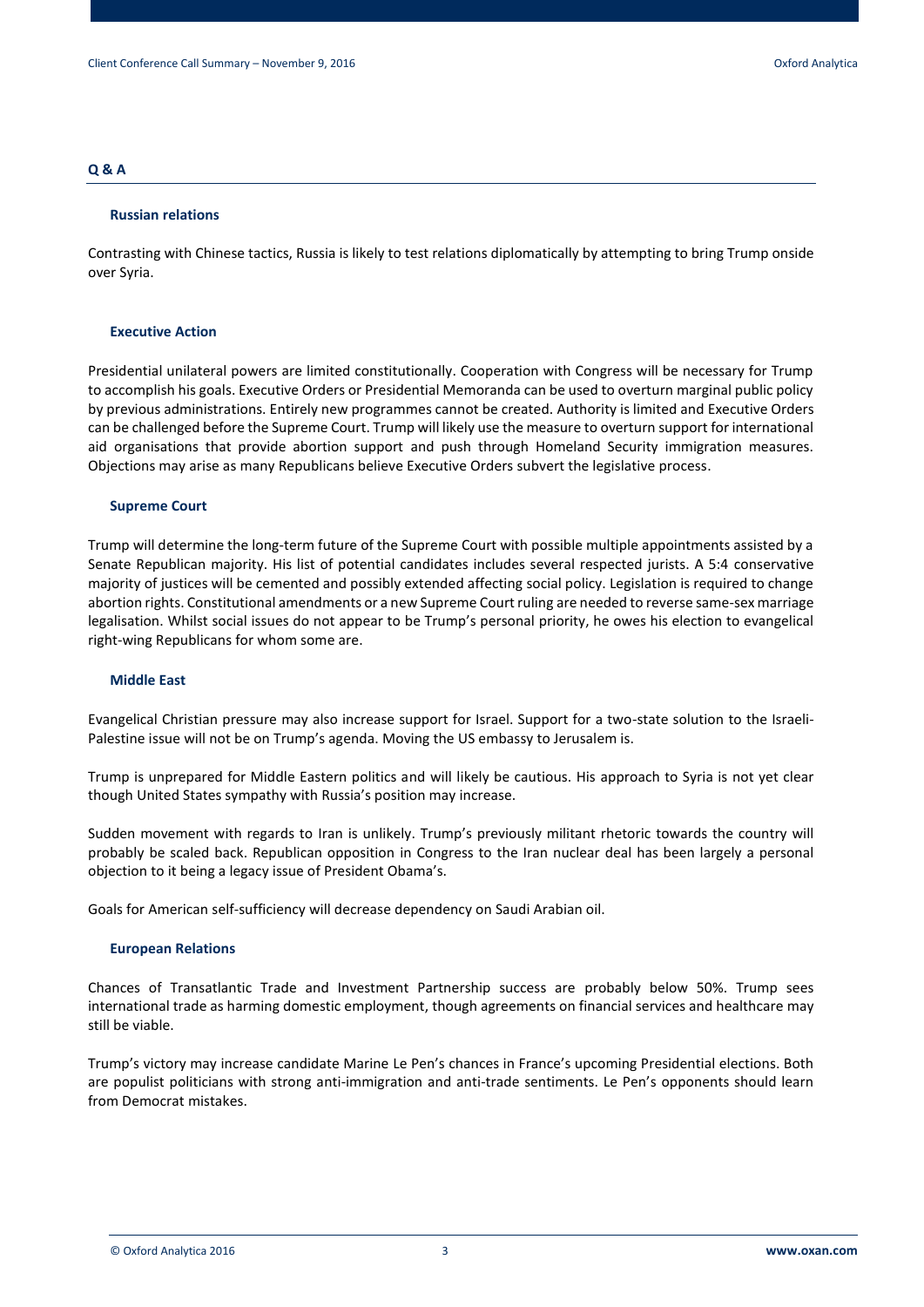## Q & A

### Russian relations

Contrasting with Chinese tactics, Russia is likely to test relations diplomatically by attempting to bring Trump onside over Syria.

### Executive Action

Presidential unilateral powers are limited constitutionally. Cooperation with Congress will be necessary for Trump to accomplish his goals. Executive Orders or Presidential Memoranda can be used to overturn marginal public policy by previous administrations. Entirely new programmes cannot be created. Authority is limited and Executive Orders can be challenged before the Supreme Court. Trump will likely use the measure to overturn support for international aid organisations that provide abortion support and push through Homeland Security immigration measures. Objections may arise as many Republicans believe Executive Orders subvert the legislative process.

### Supreme Court

Trump will determine the long-term future of the Supreme Court with possible multiple appointments assisted by a Senate Republican majority. His list of potential candidates includes several respected jurists. A 5:4 conservative majority of justices will be cemented and possibly extended affecting social policy. Legislation is required to change abortion rights. Constitutional amendments or a new Supreme Court ruling are needed to reverse same-sex marriage legalisation. Whilst social issues do not appear to be Trump's personal priority, he owes his election to evangelical right-wing Republicans for whom some are.

### Middle East

Evangelical Christian pressure may also increase support for Israel. Support for a two-state solution to the Israeli-Palestine issue will not be on Trump's agenda. Moving the US embassy to Jerusalem is.

Trump is unprepared for Middle Eastern politics and will likely be cautious. His approach to Syria is not yet clear though United States sympathy with Russia's position may increase.

Sudden movement with regards to Iran is unlikely. Trump's previously militant rhetoric towards the country will probably be scaled back. Republican opposition in Congress to the Iran nuclear deal has been largely a personal objection to it being a legacy issue of President Obama's.

Goals for American self-sufficiency will decrease dependency on Saudi Arabian oil.

### European Relations

Chances of Transatlantic Trade and Investment Partnership success are probably below 50%. Trump sees international trade as harming domestic employment, though agreements on financial services and healthcare may still be viable.

Trump's victory may increase candidate Marine Le Pen's chances in France's upcoming Presidential elections. Both are populist politicians with strong anti-immigration and anti-trade sentiments. Le Pen's opponents should learn from Democrat mistakes.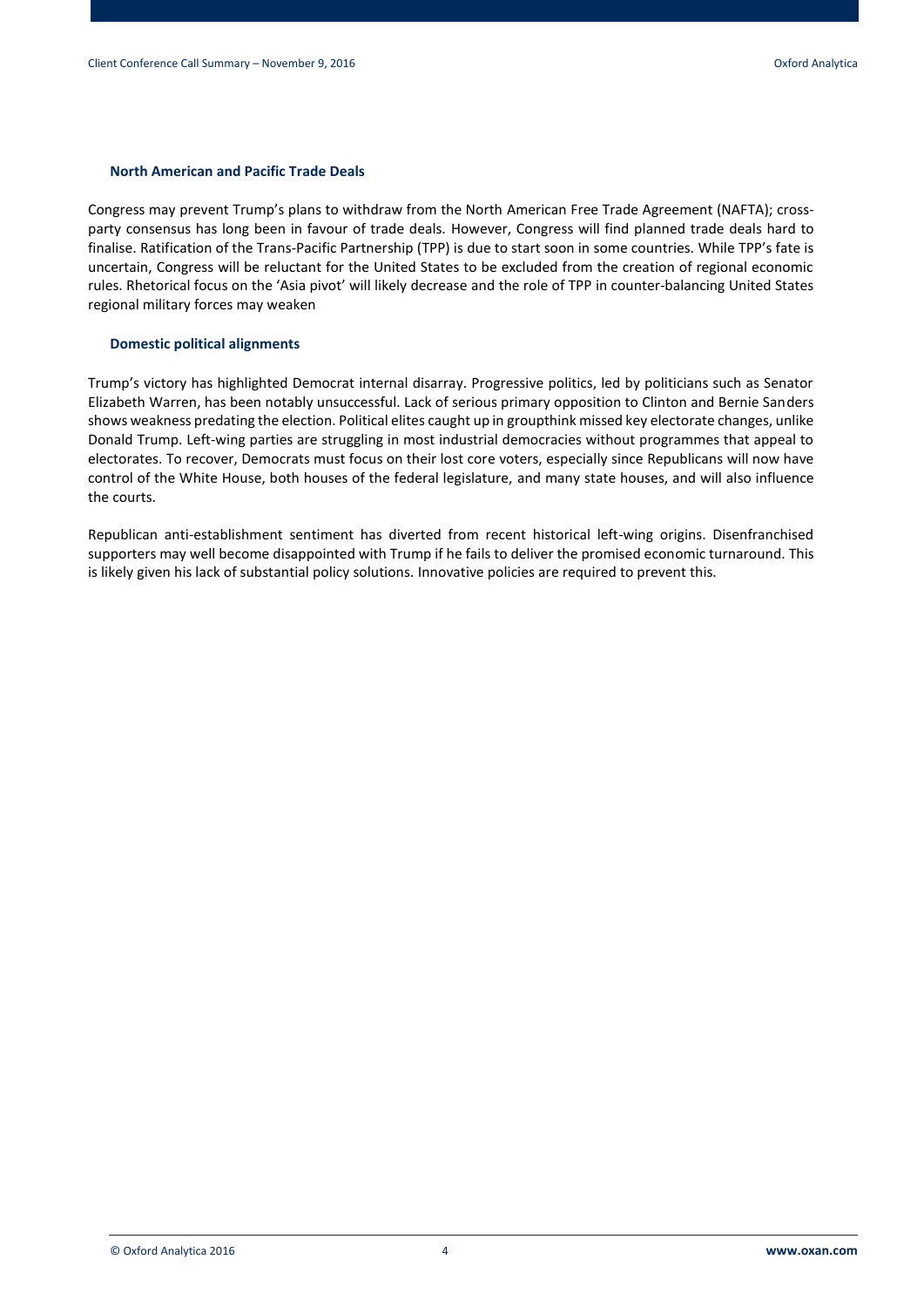### North American and Pacific Trade Deals

Congress may prevent Trump's plans to withdraw from the North American Free Trade Agreement (NAFTA); cross-party consensus has long been in favour of trade deals. However, Congress will find planned trade deals hard to finalise. Ratification of the Trans-Pacific Partnership (TPP) is due to start soon in some countries. While TPP's fate is uncertain, Congress will be reluctant for the United States to be excluded from the creation of regional economic rules. Rhetorical focus on the 'Asia pivot' will likely decrease and the role of TPP in counter-balancing United States regional military forces may weaken

### Domestic political alignments

Trump's victory has highlighted Democrat internal disarray. Progressive politics, led by politicians such as Senator Elizabeth Warren, has been notably unsuccessful. Lack of serious primary opposition to Clinton and Bernie Sanders shows weakness predating the election. Political elites caught up in groupthink missed key electorate changes, unlike Donald Trump. Left-wing parties are struggling in most industrial democracies without programmes that appeal to electorates. To recover, Democrats must focus on their lost core voters, especially since Republicans will now have control of the White House, both houses of the federal legislature, and many state houses, and will also influence the courts.

Republican anti-establishment sentiment has diverted from recent historical left-wing origins. Disenfranchised supporters may well become disappointed with Trump if he fails to deliver the promised economic turnaround. This is likely given his lack of substantial policy solutions. Innovative policies are required to prevent this.